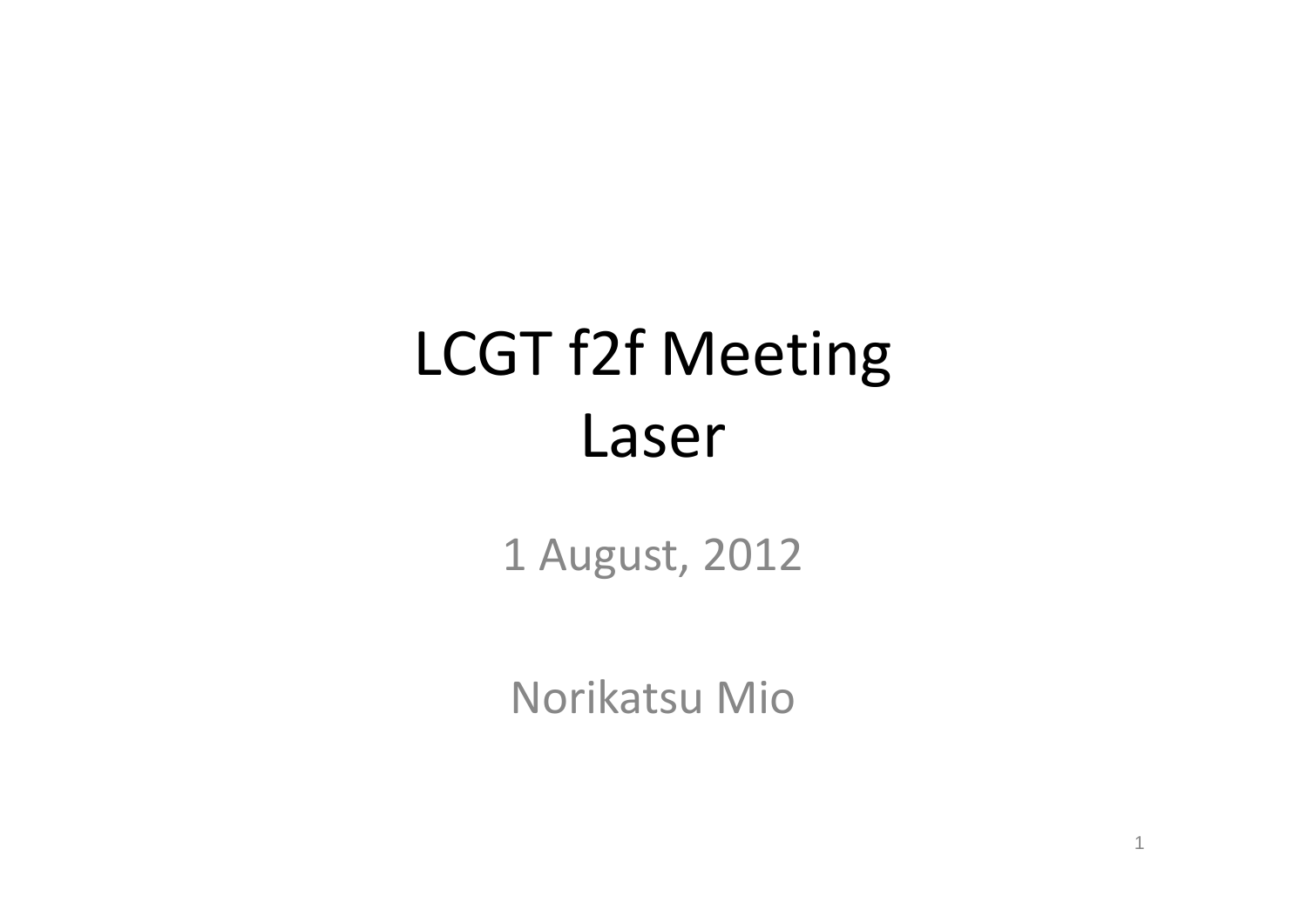# LCGT f2f Meeting
# Laser

1 August, 2012

Norikatsu Mio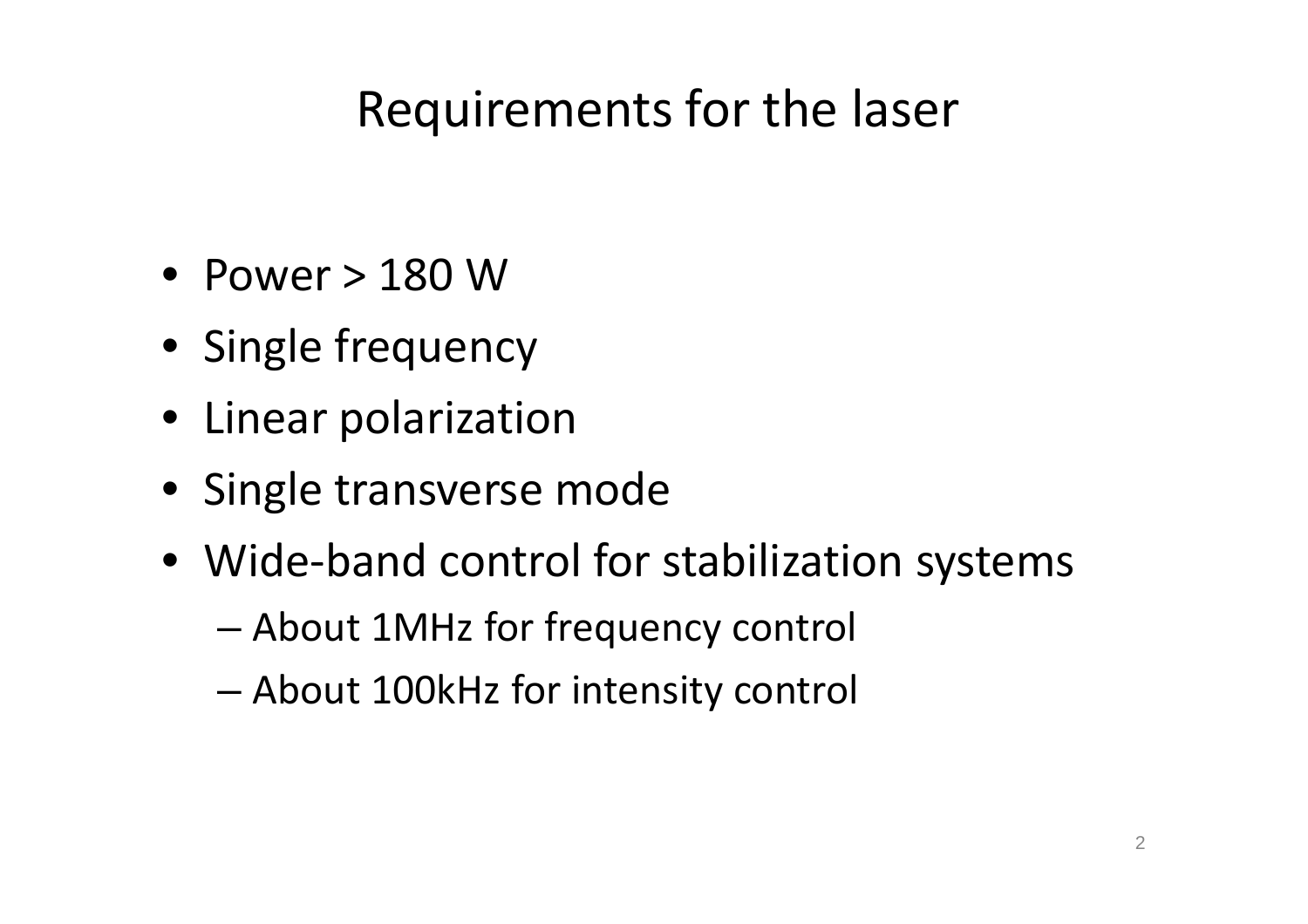# Requirements for the laser

- Power > 180 W
- Single frequency
- Linear polarization
- Single transverse mode
- Wide-band control for stabilization systems
  - About 1MHz for frequency control
  - About 100kHz for intensity control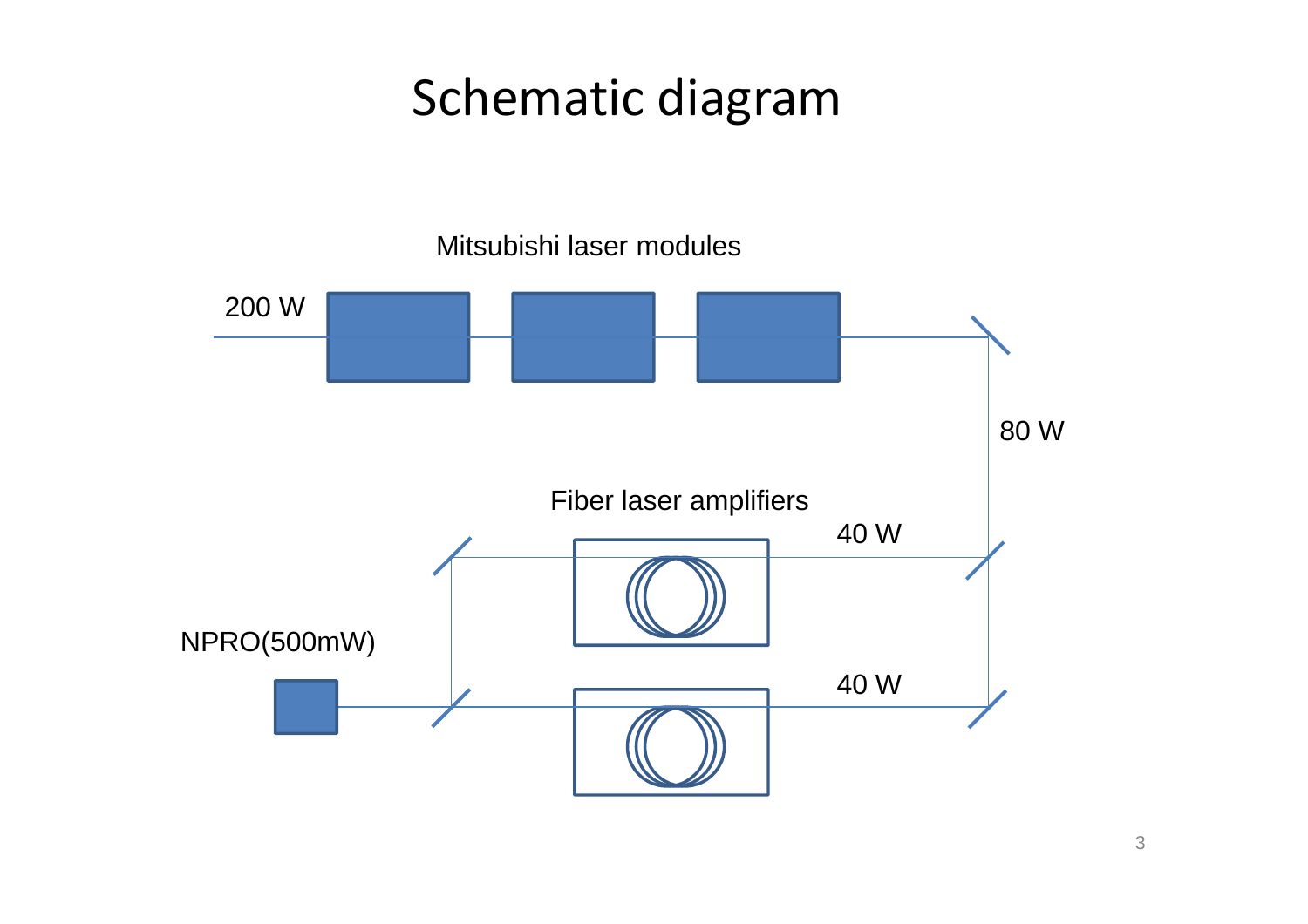# Schematic diagram

Mitsubishi laser modules

200 W

80 W

Fiber laser amplifiers

40 W

NPRO(500mW)

40 W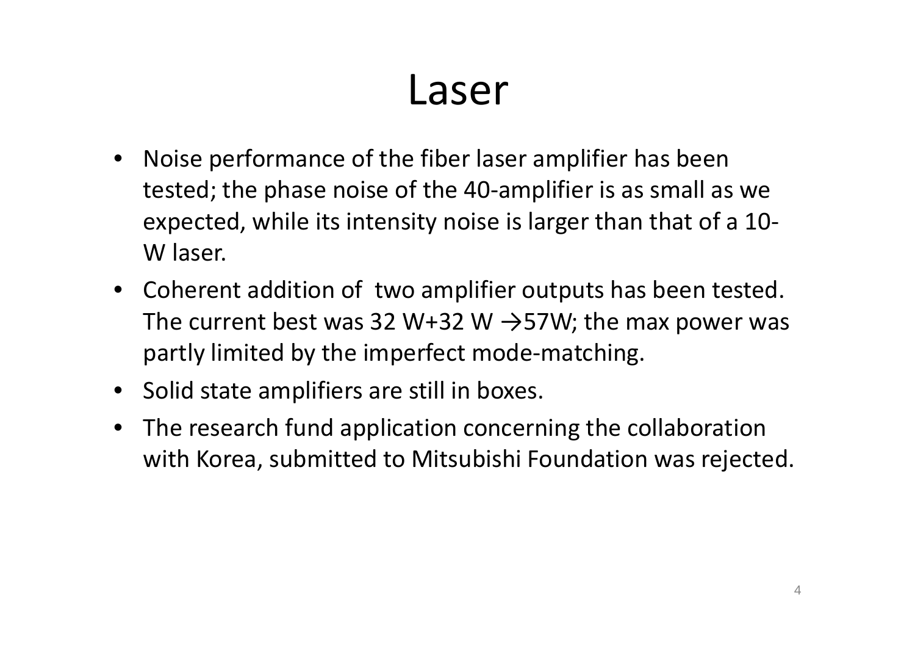# Laser

- Noise performance of the fiber laser amplifier has been tested; the phase noise of the 40-amplifier is as small as we expected, while its intensity noise is larger than that of a 10-W laser.
- Coherent addition of two amplifier outputs has been tested. The current best was 32 W+32 W →57W; the max power was partly limited by the imperfect mode-matching.
- Solid state amplifiers are still in boxes.
- The research fund application concerning the collaboration with Korea, submitted to Mitsubishi Foundation was rejected.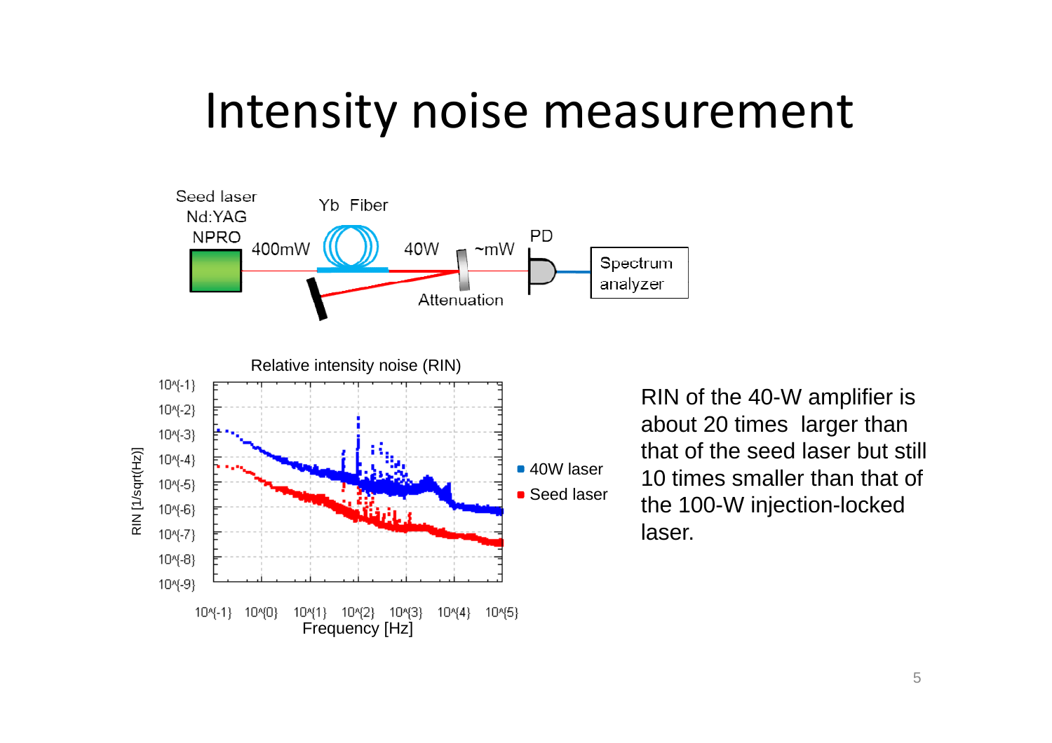# Intensity noise measurement

RIN of the 40-W amplifier is about 20 times larger than that of the seed laser but still 10 times smaller than that of the 100-W injection-locked laser.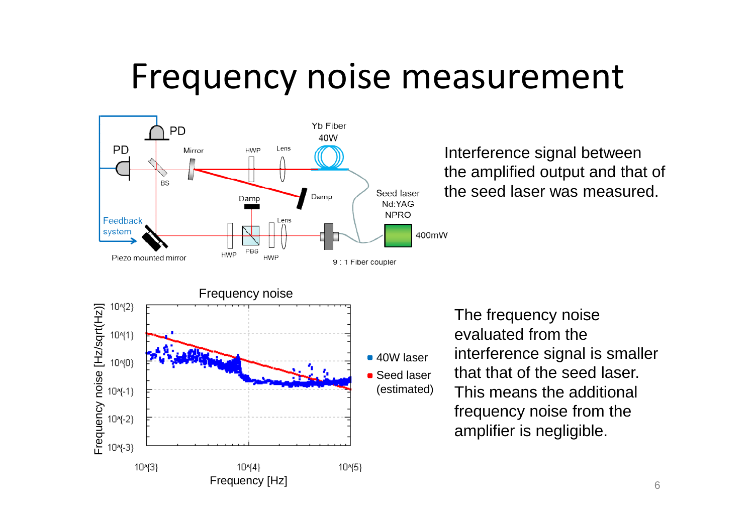# Frequency noise measurement

Interference signal between the amplified output and that of the seed laser was measured.

The frequency noise evaluated from the interference signal is smaller that that of the seed laser. This means the additional frequency noise from the amplifier is negligible.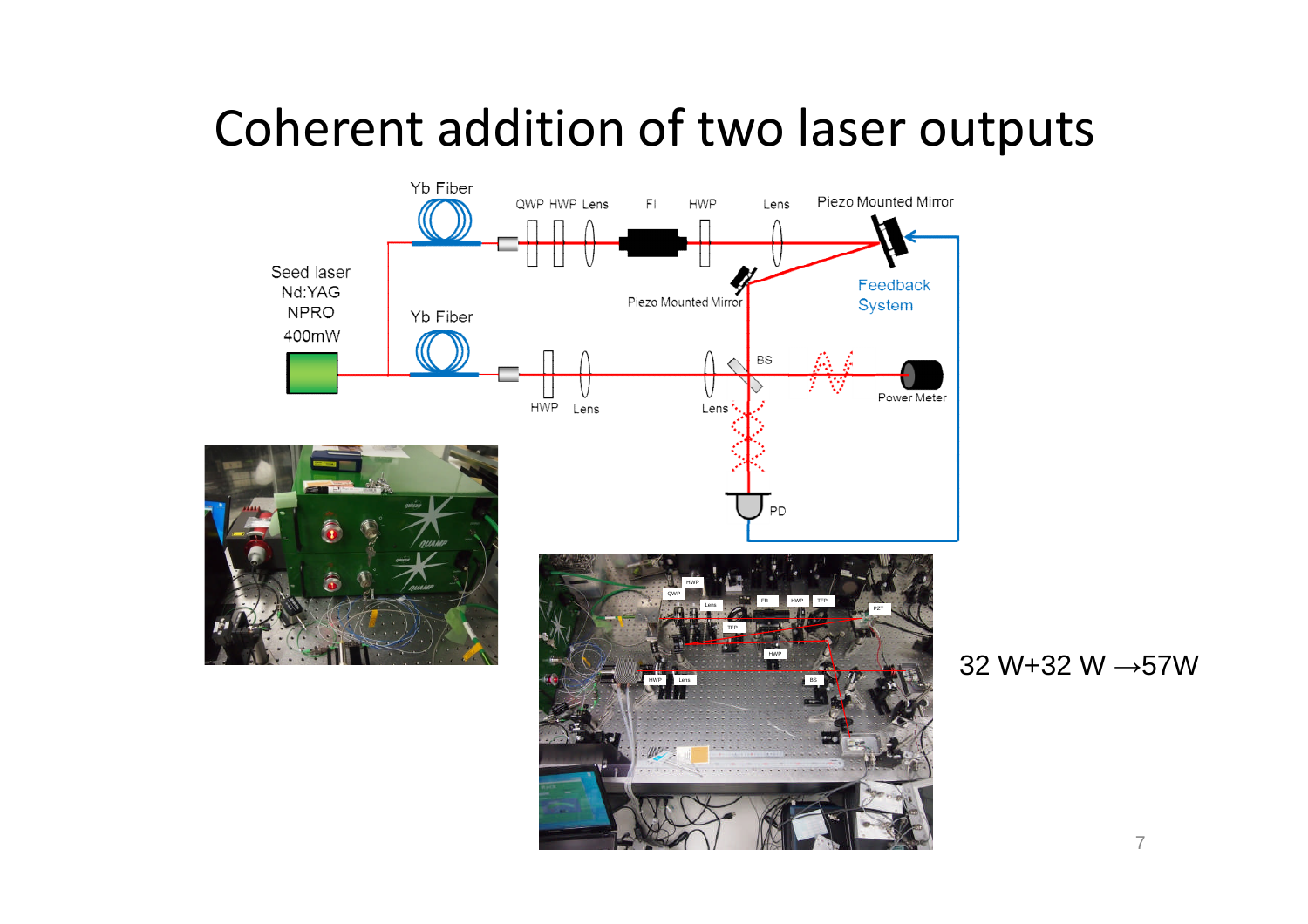# Coherent addition of two laser outputs

32 W+32 W →57W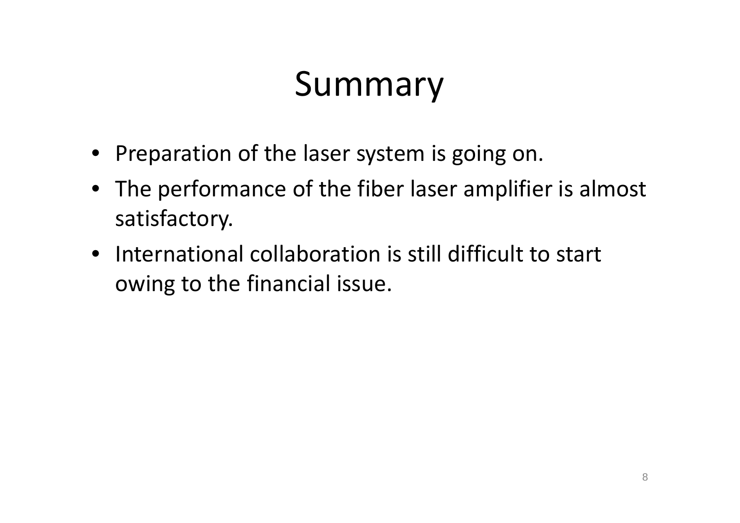# Summary

- Preparation of the laser system is going on.
- The performance of the fiber laser amplifier is almost satisfactory.
- International collaboration is still difficult to start owing to the financial issue.